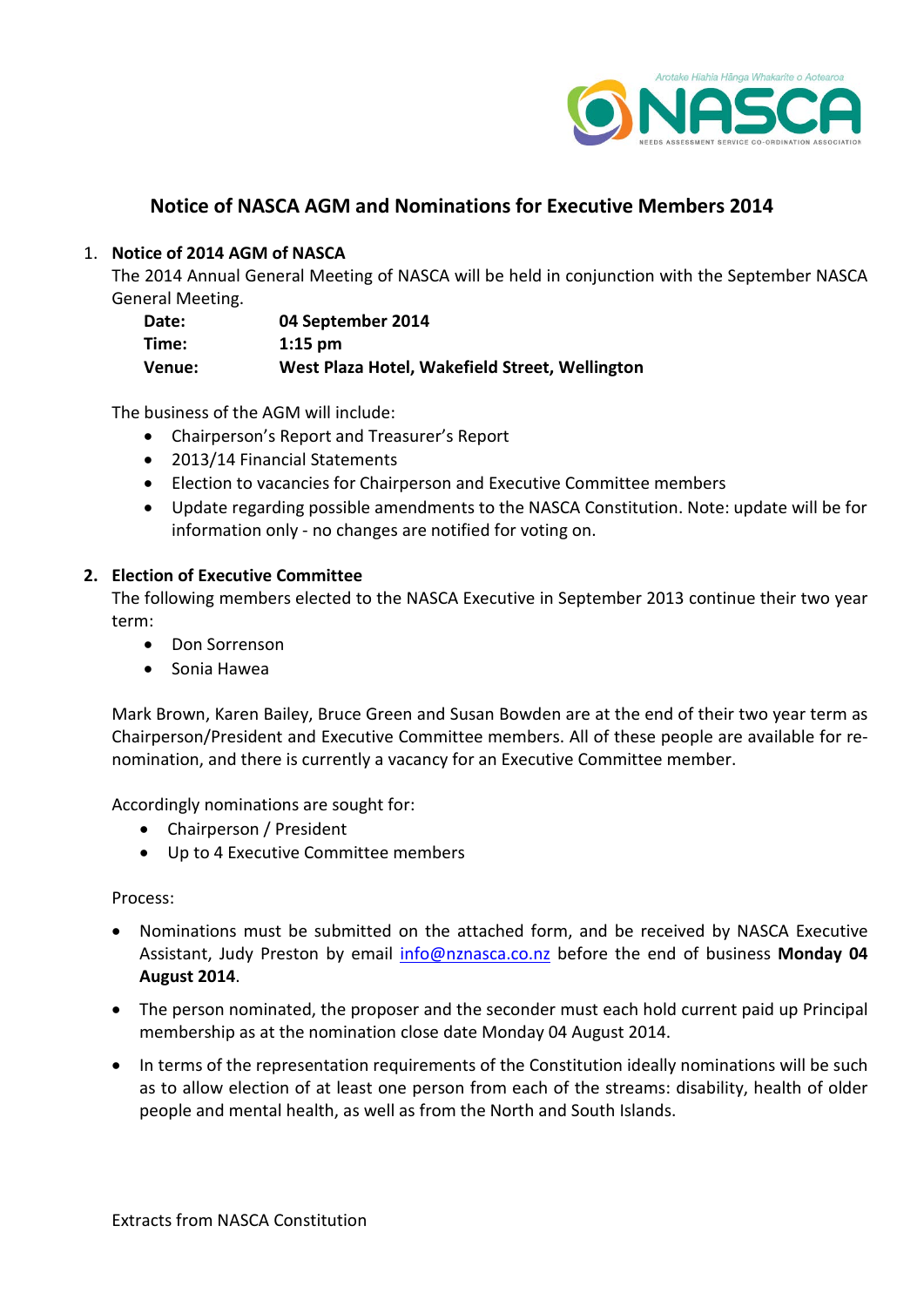# Notice of NASCA AGM and Nominations for Executive Members 2014

1. **Notice of 2014 AGM of NASCA**

   The 2014 Annual General Meeting of NASCA will be held in conjunction with the September NASCA General Meeting.

   | | |
   |---|---|
   | **Date:** | **04 September 2014** |
   | **Time:** | **1:15 pm** |
   | **Venue:** | **West Plaza Hotel, Wakefield Street, Wellington** |

   The business of the AGM will include:

   - Chairperson's Report and Treasurer's Report
   - 2013/14 Financial Statements
   - Election to vacancies for Chairperson and Executive Committee members
   - Update regarding possible amendments to the NASCA Constitution. Note: update will be for information only - no changes are notified for voting on.

2. **Election of Executive Committee**

   The following members elected to the NASCA Executive in September 2013 continue their two year term:

   - Don Sorrenson
   - Sonia Hawea

   Mark Brown, Karen Bailey, Bruce Green and Susan Bowden are at the end of their two year term as Chairperson/President and Executive Committee members. All of these people are available for re-nomination, and there is currently a vacancy for an Executive Committee member.

   Accordingly nominations are sought for:

   - Chairperson / President
   - Up to 4 Executive Committee members

   Process:

   - Nominations must be submitted on the attached form, and be received by NASCA Executive Assistant, Judy Preston by email info@nznasca.co.nz before the end of business **Monday 04 August 2014**.
   - The person nominated, the proposer and the seconder must each hold current paid up Principal membership as at the nomination close date Monday 04 August 2014.
   - In terms of the representation requirements of the Constitution ideally nominations will be such as to allow election of at least one person from each of the streams: disability, health of older people and mental health, as well as from the North and South Islands.

Extracts from NASCA Constitution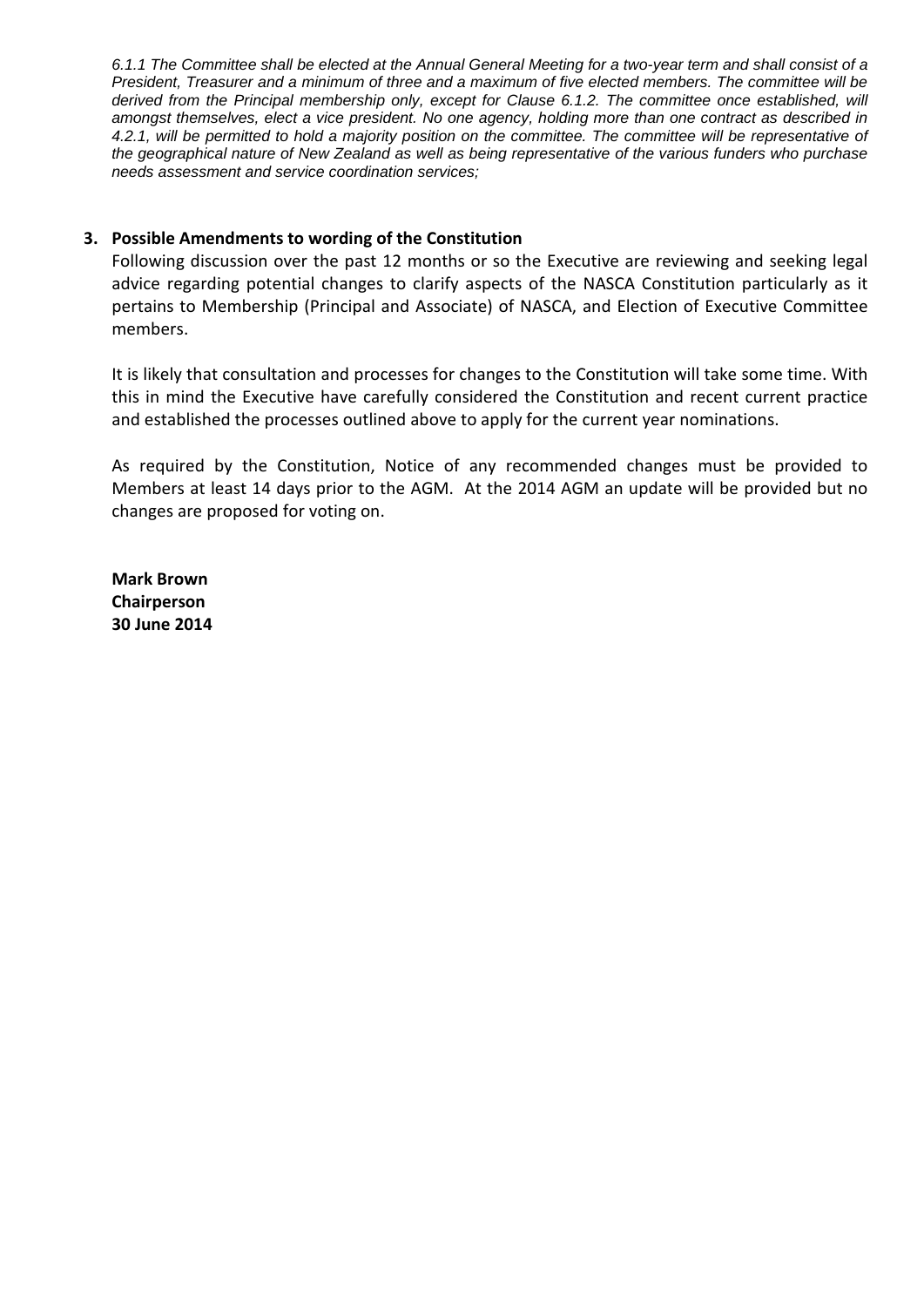*6.1.1 The Committee shall be elected at the Annual General Meeting for a two-year term and shall consist of a President, Treasurer and a minimum of three and a maximum of five elected members. The committee will be derived from the Principal membership only, except for Clause 6.1.2. The committee once established, will amongst themselves, elect a vice president. No one agency, holding more than one contract as described in 4.2.1, will be permitted to hold a majority position on the committee. The committee will be representative of the geographical nature of New Zealand as well as being representative of the various funders who purchase needs assessment and service coordination services;*

## 3. Possible Amendments to wording of the Constitution

Following discussion over the past 12 months or so the Executive are reviewing and seeking legal advice regarding potential changes to clarify aspects of the NASCA Constitution particularly as it pertains to Membership (Principal and Associate) of NASCA, and Election of Executive Committee members.

It is likely that consultation and processes for changes to the Constitution will take some time. With this in mind the Executive have carefully considered the Constitution and recent current practice and established the processes outlined above to apply for the current year nominations.

As required by the Constitution, Notice of any recommended changes must be provided to Members at least 14 days prior to the AGM. At the 2014 AGM an update will be provided but no changes are proposed for voting on.

**Mark Brown**
**Chairperson**
**30 June 2014**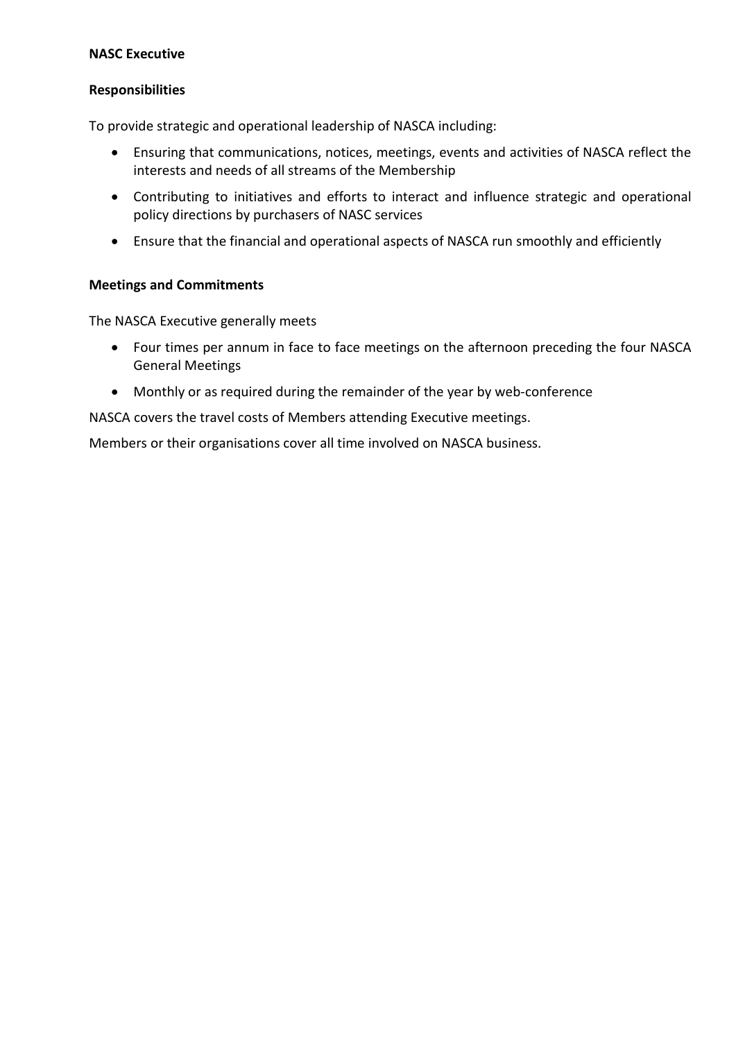**NASC Executive**

**Responsibilities**

To provide strategic and operational leadership of NASCA including:

- Ensuring that communications, notices, meetings, events and activities of NASCA reflect the interests and needs of all streams of the Membership
- Contributing to initiatives and efforts to interact and influence strategic and operational policy directions by purchasers of NASC services
- Ensure that the financial and operational aspects of NASCA run smoothly and efficiently

**Meetings and Commitments**

The NASCA Executive generally meets

- Four times per annum in face to face meetings on the afternoon preceding the four NASCA General Meetings
- Monthly or as required during the remainder of the year by web-conference

NASCA covers the travel costs of Members attending Executive meetings.

Members or their organisations cover all time involved on NASCA business.